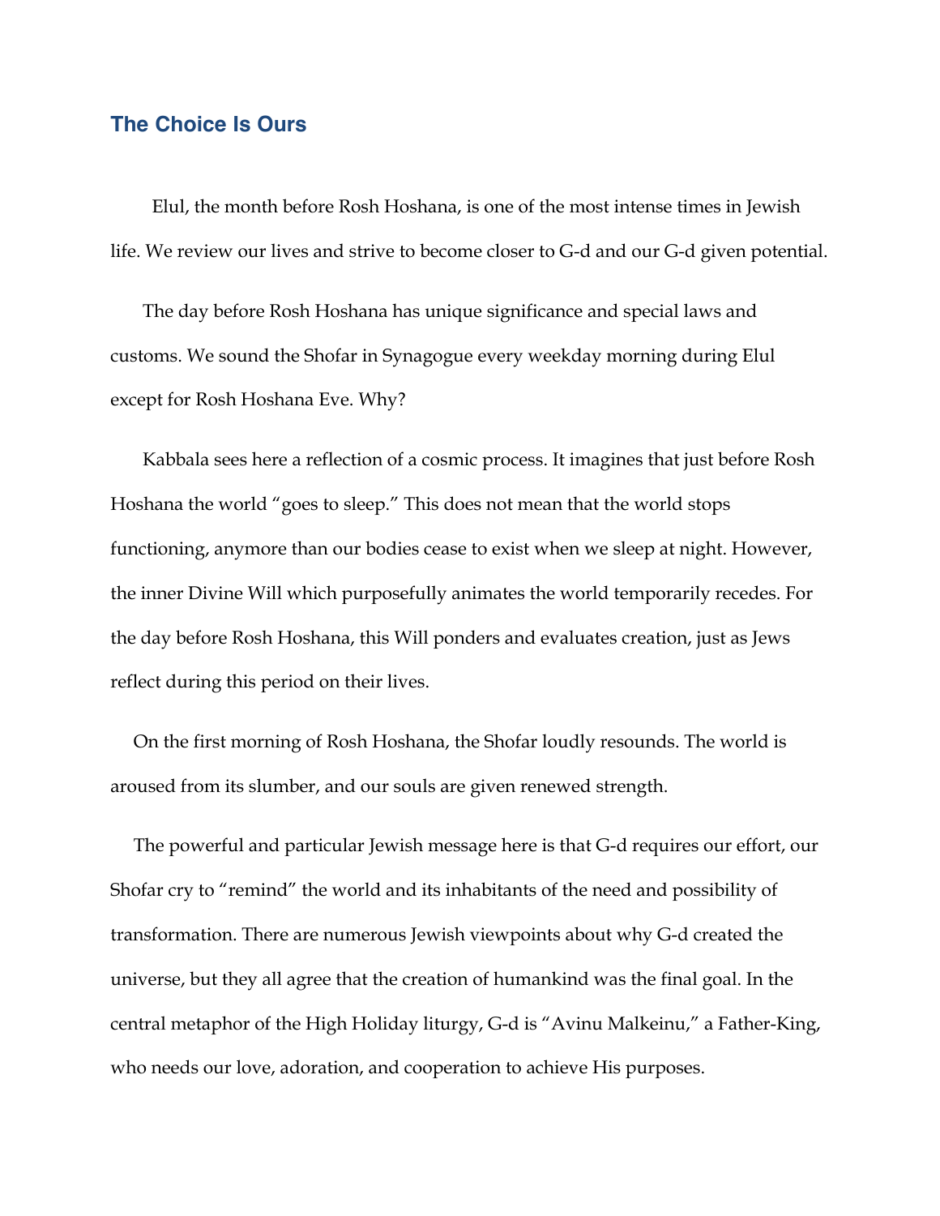## The Choice Is Ours

Elul, the month before Rosh Hoshana, is one of the most intense times in Jewish life. We review our lives and strive to become closer to G-d and our G-d given potential.

The day before Rosh Hoshana has unique significance and special laws and customs. We sound the Shofar in Synagogue every weekday morning during Elul except for Rosh Hoshana Eve. Why?

Kabbala sees here a reflection of a cosmic process. It imagines that just before Rosh Hoshana the world "goes to sleep." This does not mean that the world stops functioning, anymore than our bodies cease to exist when we sleep at night. However, the inner Divine Will which purposefully animates the world temporarily recedes. For the day before Rosh Hoshana, this Will ponders and evaluates creation, just as Jews reflect during this period on their lives.

On the first morning of Rosh Hoshana, the Shofar loudly resounds. The world is aroused from its slumber, and our souls are given renewed strength.

The powerful and particular Jewish message here is that G-d requires our effort, our Shofar cry to "remind" the world and its inhabitants of the need and possibility of transformation. There are numerous Jewish viewpoints about why G-d created the universe, but they all agree that the creation of humankind was the final goal. In the central metaphor of the High Holiday liturgy, G-d is "Avinu Malkeinu," a Father-King, who needs our love, adoration, and cooperation to achieve His purposes.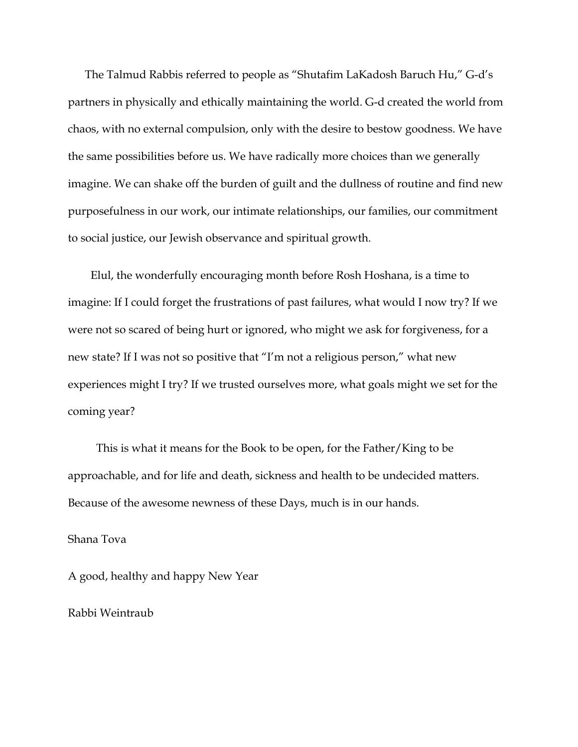The Talmud Rabbis referred to people as "Shutafim LaKadosh Baruch Hu," G-d's partners in physically and ethically maintaining the world. G-d created the world from chaos, with no external compulsion, only with the desire to bestow goodness. We have the same possibilities before us. We have radically more choices than we generally imagine. We can shake off the burden of guilt and the dullness of routine and find new purposefulness in our work, our intimate relationships, our families, our commitment to social justice, our Jewish observance and spiritual growth.

Elul, the wonderfully encouraging month before Rosh Hoshana, is a time to imagine: If I could forget the frustrations of past failures, what would I now try? If we were not so scared of being hurt or ignored, who might we ask for forgiveness, for a new state? If I was not so positive that "I'm not a religious person," what new experiences might I try? If we trusted ourselves more, what goals might we set for the coming year?

This is what it means for the Book to be open, for the Father/King to be approachable, and for life and death, sickness and health to be undecided matters. Because of the awesome newness of these Days, much is in our hands.

Shana Tova

A good, healthy and happy New Year

Rabbi Weintraub